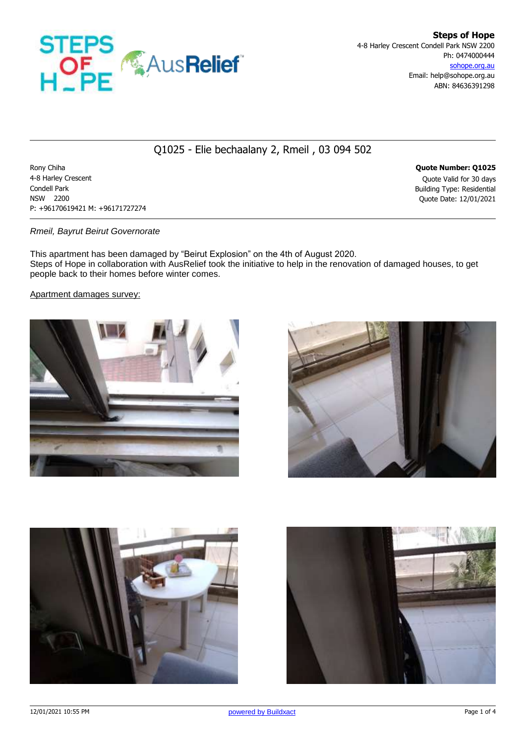**Steps of Hope**
4-8 Harley Crescent Condell Park NSW 2200
Ph: 0474000444
sohope.org.au
Email: help@sohope.org.au
ABN: 84636391298

# Q1025 - Elie bechaalany 2, Rmeil , 03 094 502

Rony Chiha
4-8 Harley Crescent
Condell Park
NSW 2200
P: +96170619421 M: +96171727274

**Quote Number: Q1025**
Quote Valid for 30 days
Building Type: Residential
Quote Date: 12/01/2021

*Rmeil, Bayrut Beirut Governorate*

This apartment has been damaged by "Beirut Explosion" on the 4th of August 2020.
Steps of Hope in collaboration with AusRelief took the initiative to help in the renovation of damaged houses, to get people back to their homes before winter comes.

Apartment damages survey: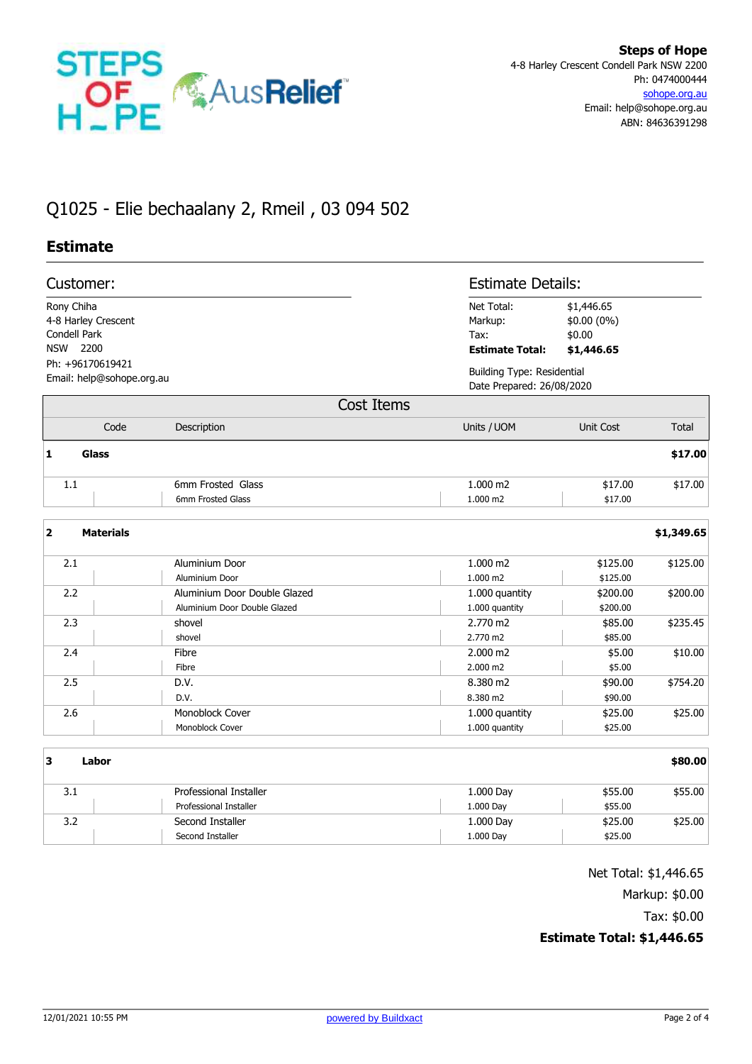**Steps of Hope**
4-8 Harley Crescent Condell Park NSW 2200
Ph: 0474000444
sohope.org.au
Email: help@sohope.org.au
ABN: 84636391298

# Q1025 - Elie bechaalany 2, Rmeil , 03 094 502

## Estimate

### Customer:

Rony Chiha
4-8 Harley Crescent
Condell Park
NSW 2200
Ph: +96170619421
Email: help@sohope.org.au

### Estimate Details:

| | |
|---|---|
| Net Total: | $1,446.65 |
| Markup: | $0.00 (0%) |
| Tax: | $0.00 |
| **Estimate Total:** | **$1,446.65** |

Building Type: Residential
Date Prepared: 26/08/2020

### Cost Items

| | Code | Description | Units / UOM | Unit Cost | Total |
|---|---|---|---|---|---|
| **1** | **Glass** | | | | **$17.00** |
| 1.1 | | 6mm Frosted Glass<br>6mm Frosted Glass | 1.000 m2<br>1.000 m2 | $17.00<br>$17.00 | $17.00 |
| **2** | **Materials** | | | | **$1,349.65** |
| 2.1 | | Aluminium Door<br>Aluminium Door | 1.000 m2<br>1.000 m2 | $125.00<br>$125.00 | $125.00 |
| 2.2 | | Aluminium Door Double Glazed<br>Aluminium Door Double Glazed | 1.000 quantity<br>1.000 quantity | $200.00<br>$200.00 | $200.00 |
| 2.3 | | shovel<br>shovel | 2.770 m2<br>2.770 m2 | $85.00<br>$85.00 | $235.45 |
| 2.4 | | Fibre<br>Fibre | 2.000 m2<br>2.000 m2 | $5.00<br>$5.00 | $10.00 |
| 2.5 | | D.V.<br>D.V. | 8.380 m2<br>8.380 m2 | $90.00<br>$90.00 | $754.20 |
| 2.6 | | Monoblock Cover<br>Monoblock Cover | 1.000 quantity<br>1.000 quantity | $25.00<br>$25.00 | $25.00 |
| **3** | **Labor** | | | | **$80.00** |
| 3.1 | | Professional Installer<br>Professional Installer | 1.000 Day<br>1.000 Day | $55.00<br>$55.00 | $55.00 |
| 3.2 | | Second Installer<br>Second Installer | 1.000 Day<br>1.000 Day | $25.00<br>$25.00 | $25.00 |

Net Total: $1,446.65
Markup: $0.00
Tax: $0.00
**Estimate Total: $1,446.65**

12/01/2021 10:55 PM — powered by Buildxact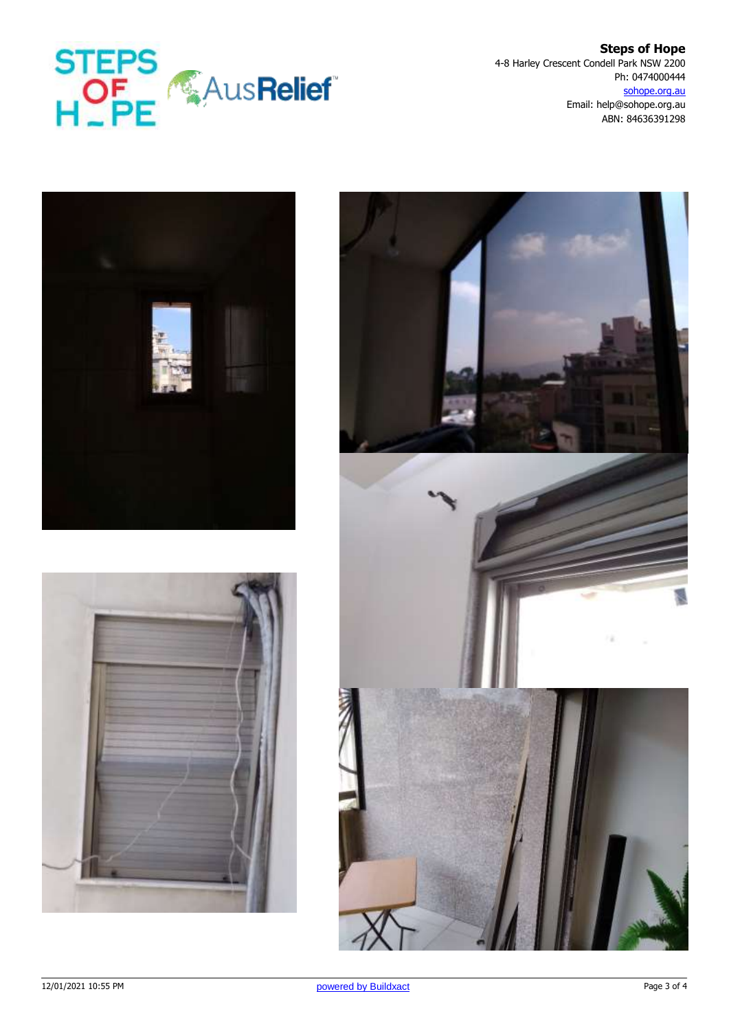**Steps of Hope**
4-8 Harley Crescent Condell Park NSW 2200
Ph: 0474000444
sohope.org.au
Email: help@sohope.org.au
ABN: 84636391298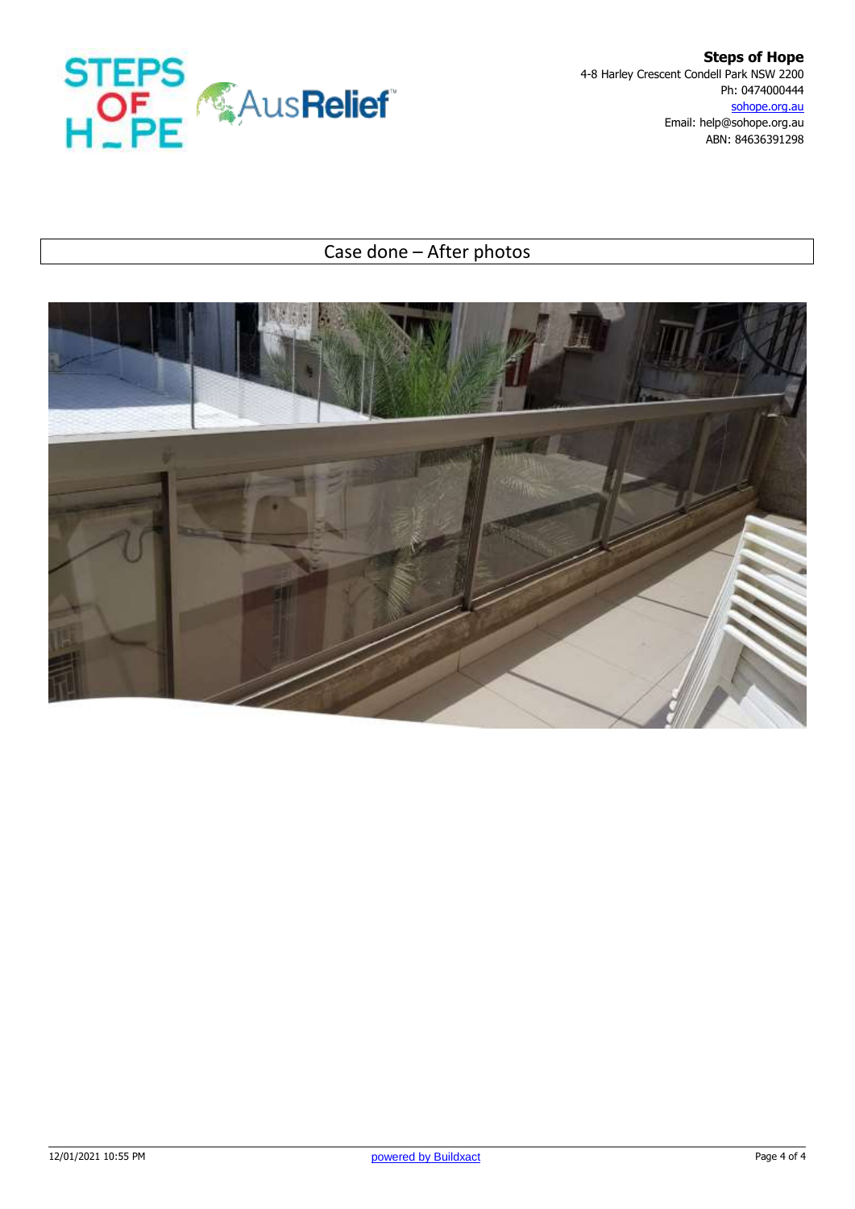**Steps of Hope**
4-8 Harley Crescent Condell Park NSW 2200
Ph: 0474000444
sohope.org.au
Email: help@sohope.org.au
ABN: 84636391298

## Case done – After photos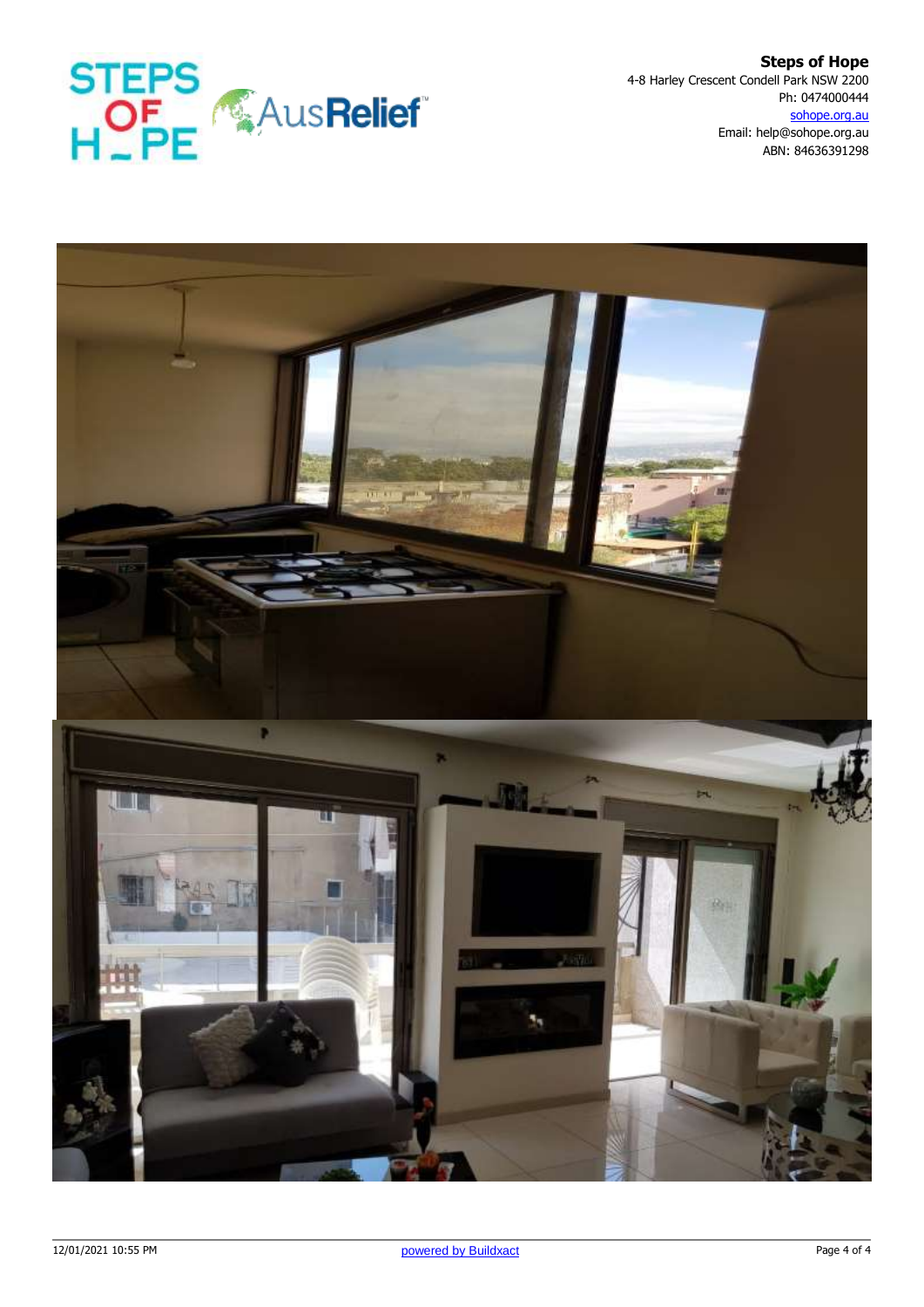**Steps of Hope**
4-8 Harley Crescent Condell Park NSW 2200
Ph: 0474000444
sohope.org.au
Email: help@sohope.org.au
ABN: 84636391298